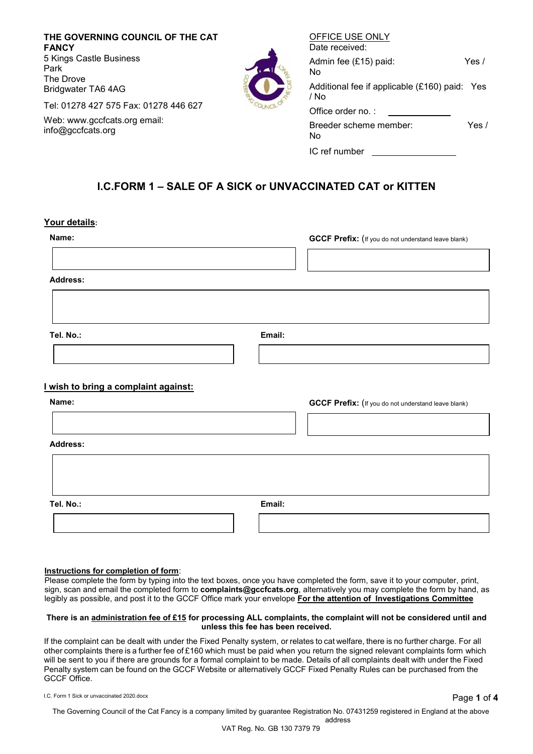**THE GOVERNING COUNCIL OF THE CAT FANCY**
5 Kings Castle Business Park
The Drove
Bridgwater TA6 4AG

Tel: 01278 427 575 Fax: 01278 446 627

Web: www.gccfcats.org email: info@gccfcats.org

OFFICE USE ONLY
Date received:
Admin fee (£15) paid: Yes / No
Additional fee if applicable (£160) paid: Yes / No
Office order no. : ____________
Breeder scheme member: Yes / No
IC ref number ________________

# I.C.FORM 1 – SALE OF A SICK or UNVACCINATED CAT or KITTEN

**Your details**:

**Name:**

**GCCF Prefix:** (If you do not understand leave blank)

**Address:**

**Tel. No.:**

**Email:**

**I wish to bring a complaint against:**

**Name:**

**GCCF Prefix:** (If you do not understand leave blank)

**Address:**

**Tel. No.:**

**Email:**

**Instructions for completion of form**:
Please complete the form by typing into the text boxes, once you have completed the form, save it to your computer, print, sign, scan and email the completed form to **complaints@gccfcats.org**, alternatively you may complete the form by hand, as legibly as possible, and post it to the GCCF Office mark your envelope **For the attention of Investigations Committee**

**There is an administration fee of £15 for processing ALL complaints, the complaint will not be considered until and unless this fee has been received.**

If the complaint can be dealt with under the Fixed Penalty system, or relates to cat welfare, there is no further charge. For all other complaints there is a further fee of £160 which must be paid when you return the signed relevant complaints form which will be sent to you if there are grounds for a formal complaint to be made. Details of all complaints dealt with under the Fixed Penalty system can be found on the GCCF Website or alternatively GCCF Fixed Penalty Rules can be purchased from the GCCF Office.

I.C. Form 1 Sick or unvaccinated 2020.docx

The Governing Council of the Cat Fancy is a company limited by guarantee Registration No. 07431259 registered in England at the above address
VAT Reg. No. GB 130 7379 79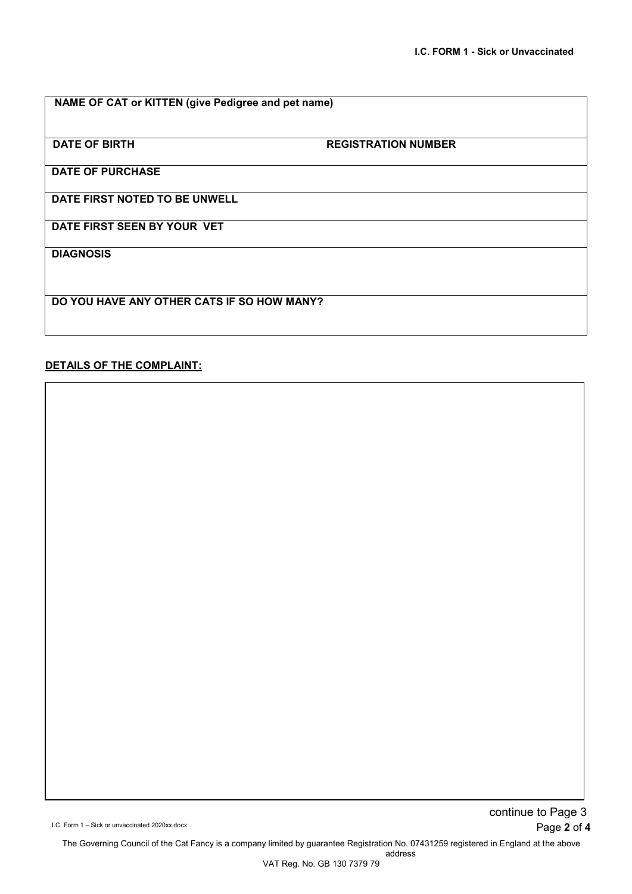| NAME OF CAT or KITTEN (give Pedigree and pet name) | |
|---|---|
| **DATE OF BIRTH** | **REGISTRATION NUMBER** |
| **DATE OF PURCHASE** | |
| **DATE FIRST NOTED TO BE UNWELL** | |
| **DATE FIRST SEEN BY YOUR VET** | |
| **DIAGNOSIS** | |
| **DO YOU HAVE ANY OTHER CATS IF SO HOW MANY?** | |

**DETAILS OF THE COMPLAINT:**

continue to Page 3

The Governing Council of the Cat Fancy is a company limited by guarantee Registration No. 07431259 registered in England at the above address
VAT Reg. No. GB 130 7379 79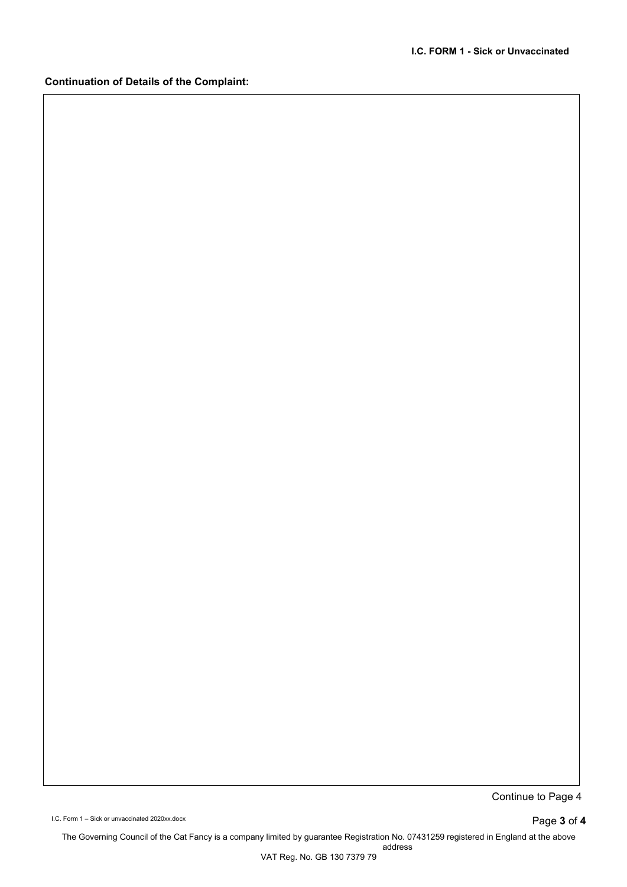**Continuation of Details of the Complaint:**

| |
|---|
| |

Continue to Page 4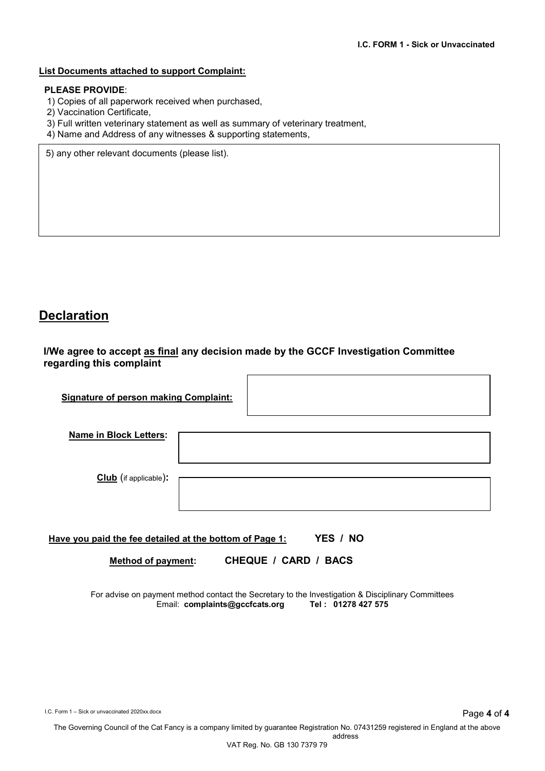**List Documents attached to support Complaint:**

**PLEASE PROVIDE**:

1) Copies of all paperwork received when purchased,
2) Vaccination Certificate,
3) Full written veterinary statement as well as summary of veterinary treatment,
4) Name and Address of any witnesses & supporting statements,
5) any other relevant documents (please list).

## Declaration

**I/We agree to accept as final any decision made by the GCCF Investigation Committee regarding this complaint**

**Signature of person making Complaint:**

**Name in Block Letters:**

**Club** (if applicable)**:**

**Have you paid the fee detailed at the bottom of Page 1:** **YES / NO**

**Method of payment:** **CHEQUE / CARD / BACS**

For advise on payment method contact the Secretary to the Investigation & Disciplinary Committees
Email: **complaints@gccfcats.org** **Tel : 01278 427 575**

I.C. Form 1 – Sick or unvaccinated 2020xx.docx

The Governing Council of the Cat Fancy is a company limited by guarantee Registration No. 07431259 registered in England at the above address
VAT Reg. No. GB 130 7379 79